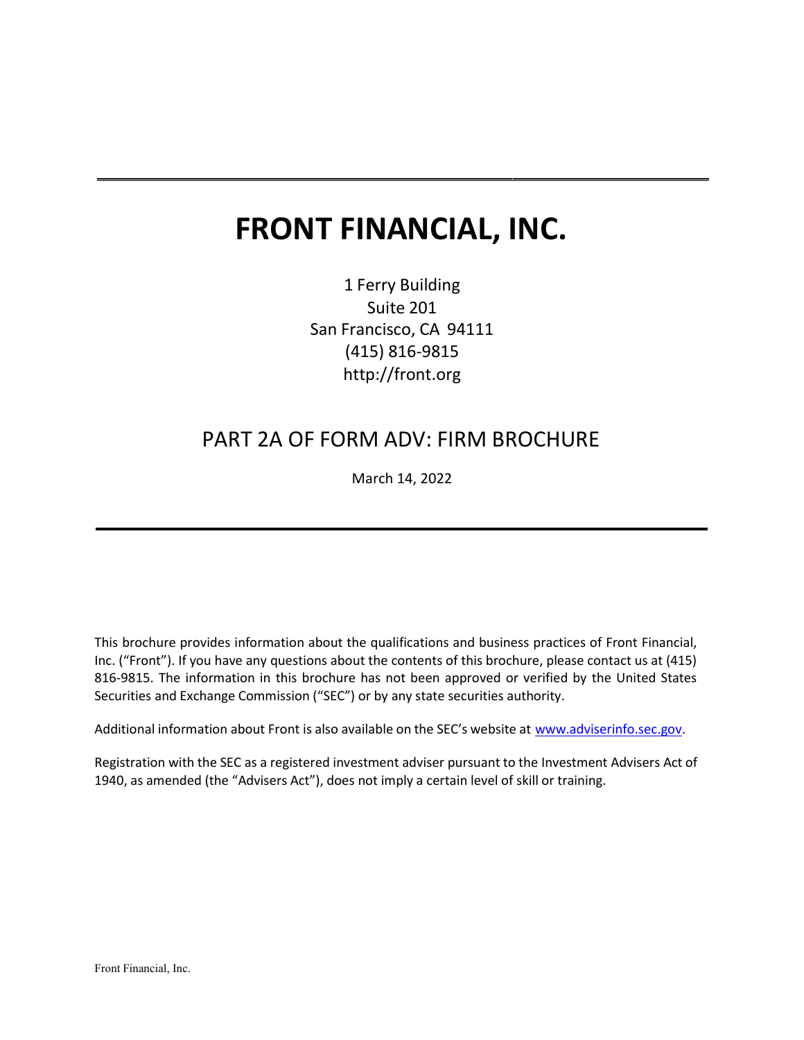# FRONT FINANCIAL, INC.

1 Ferry Building
Suite 201
San Francisco, CA 94111
(415) 816-9815
http://front.org

## PART 2A OF FORM ADV: FIRM BROCHURE

March 14, 2022

This brochure provides information about the qualifications and business practices of Front Financial, Inc. ("Front"). If you have any questions about the contents of this brochure, please contact us at (415) 816-9815. The information in this brochure has not been approved or verified by the United States Securities and Exchange Commission ("SEC") or by any state securities authority.

Additional information about Front is also available on the SEC's website at www.adviserinfo.sec.gov.

Registration with the SEC as a registered investment adviser pursuant to the Investment Advisers Act of 1940, as amended (the "Advisers Act"), does not imply a certain level of skill or training.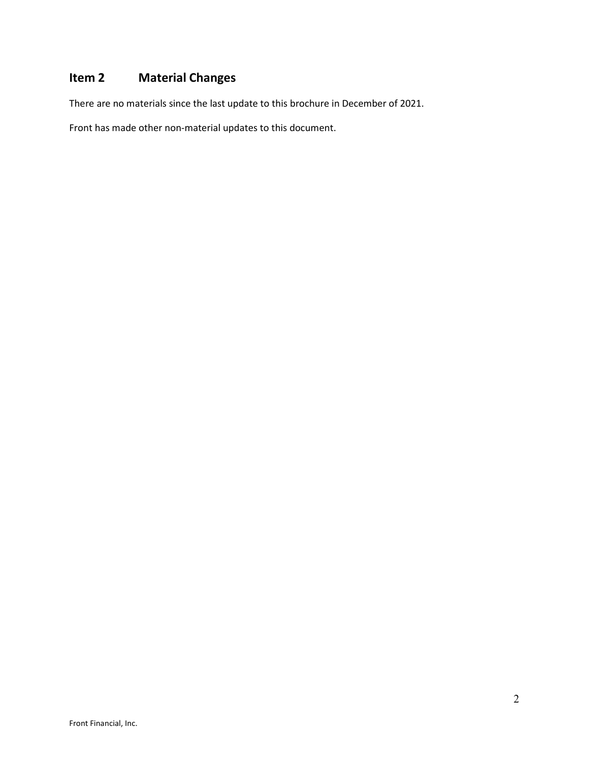## Item 2 Material Changes

There are no materials since the last update to this brochure in December of 2021.

Front has made other non-material updates to this document.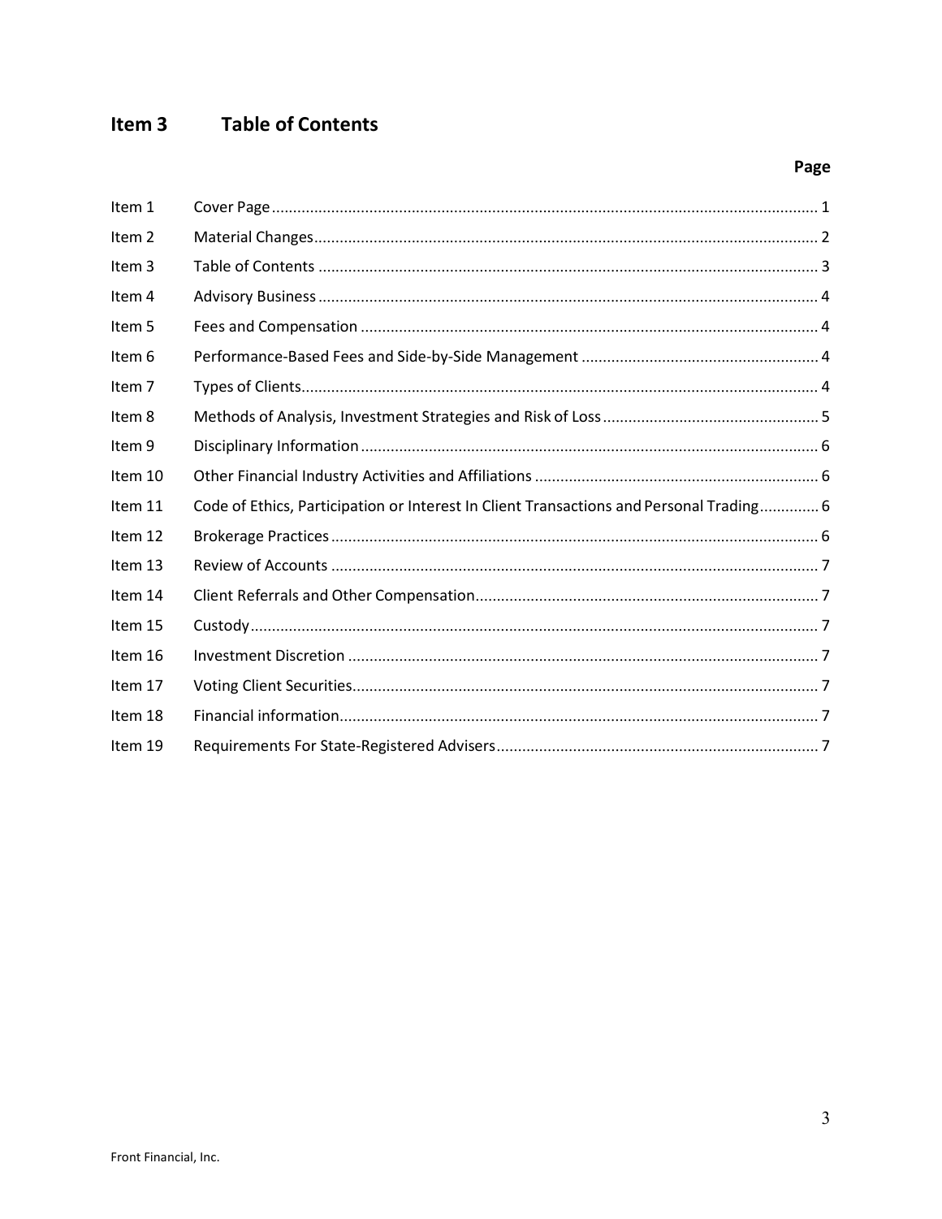# Item 3 Table of Contents

| | | Page |
|---|---|---|
| Item 1 | Cover Page | 1 |
| Item 2 | Material Changes | 2 |
| Item 3 | Table of Contents | 3 |
| Item 4 | Advisory Business | 4 |
| Item 5 | Fees and Compensation | 4 |
| Item 6 | Performance-Based Fees and Side-by-Side Management | 4 |
| Item 7 | Types of Clients | 4 |
| Item 8 | Methods of Analysis, Investment Strategies and Risk of Loss | 5 |
| Item 9 | Disciplinary Information | 6 |
| Item 10 | Other Financial Industry Activities and Affiliations | 6 |
| Item 11 | Code of Ethics, Participation or Interest In Client Transactions and Personal Trading | 6 |
| Item 12 | Brokerage Practices | 6 |
| Item 13 | Review of Accounts | 7 |
| Item 14 | Client Referrals and Other Compensation | 7 |
| Item 15 | Custody | 7 |
| Item 16 | Investment Discretion | 7 |
| Item 17 | Voting Client Securities | 7 |
| Item 18 | Financial information | 7 |
| Item 19 | Requirements For State-Registered Advisers | 7 |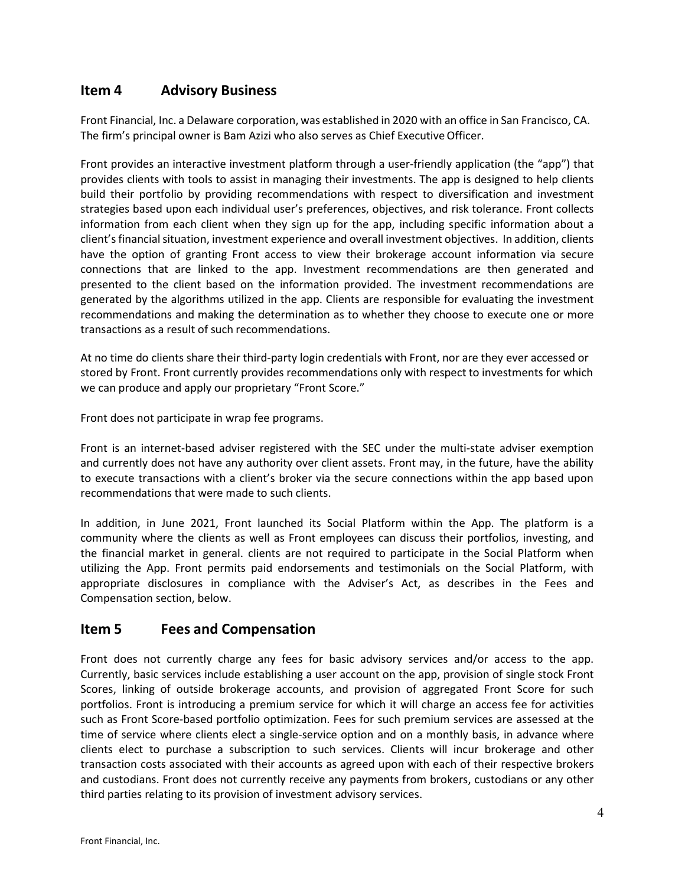## Item 4 Advisory Business

Front Financial, Inc. a Delaware corporation, was established in 2020 with an office in San Francisco, CA. The firm's principal owner is Bam Azizi who also serves as Chief Executive Officer.

Front provides an interactive investment platform through a user-friendly application (the "app") that provides clients with tools to assist in managing their investments. The app is designed to help clients build their portfolio by providing recommendations with respect to diversification and investment strategies based upon each individual user's preferences, objectives, and risk tolerance. Front collects information from each client when they sign up for the app, including specific information about a client's financial situation, investment experience and overall investment objectives. In addition, clients have the option of granting Front access to view their brokerage account information via secure connections that are linked to the app. Investment recommendations are then generated and presented to the client based on the information provided. The investment recommendations are generated by the algorithms utilized in the app. Clients are responsible for evaluating the investment recommendations and making the determination as to whether they choose to execute one or more transactions as a result of such recommendations.

At no time do clients share their third-party login credentials with Front, nor are they ever accessed or stored by Front. Front currently provides recommendations only with respect to investments for which we can produce and apply our proprietary "Front Score."

Front does not participate in wrap fee programs.

Front is an internet-based adviser registered with the SEC under the multi-state adviser exemption and currently does not have any authority over client assets. Front may, in the future, have the ability to execute transactions with a client's broker via the secure connections within the app based upon recommendations that were made to such clients.

In addition, in June 2021, Front launched its Social Platform within the App. The platform is a community where the clients as well as Front employees can discuss their portfolios, investing, and the financial market in general. clients are not required to participate in the Social Platform when utilizing the App. Front permits paid endorsements and testimonials on the Social Platform, with appropriate disclosures in compliance with the Adviser's Act, as describes in the Fees and Compensation section, below.

## Item 5 Fees and Compensation

Front does not currently charge any fees for basic advisory services and/or access to the app. Currently, basic services include establishing a user account on the app, provision of single stock Front Scores, linking of outside brokerage accounts, and provision of aggregated Front Score for such portfolios. Front is introducing a premium service for which it will charge an access fee for activities such as Front Score-based portfolio optimization. Fees for such premium services are assessed at the time of service where clients elect a single-service option and on a monthly basis, in advance where clients elect to purchase a subscription to such services. Clients will incur brokerage and other transaction costs associated with their accounts as agreed upon with each of their respective brokers and custodians. Front does not currently receive any payments from brokers, custodians or any other third parties relating to its provision of investment advisory services.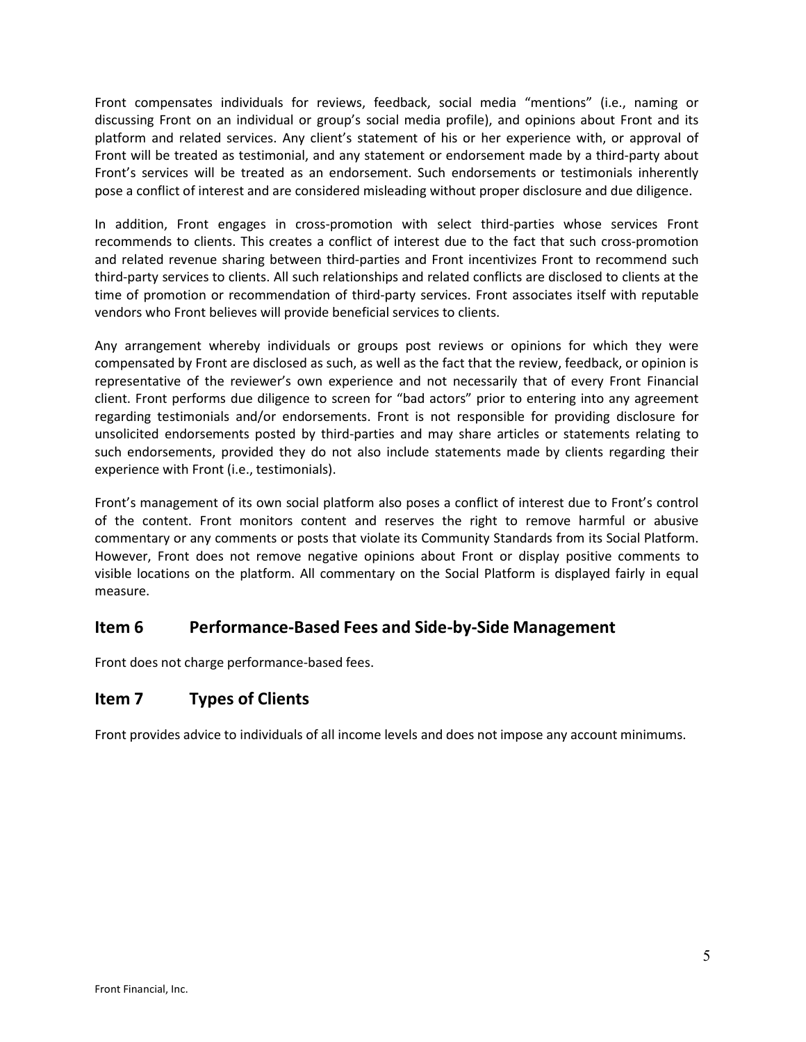Front compensates individuals for reviews, feedback, social media "mentions" (i.e., naming or discussing Front on an individual or group's social media profile), and opinions about Front and its platform and related services. Any client's statement of his or her experience with, or approval of Front will be treated as testimonial, and any statement or endorsement made by a third-party about Front's services will be treated as an endorsement. Such endorsements or testimonials inherently pose a conflict of interest and are considered misleading without proper disclosure and due diligence.

In addition, Front engages in cross-promotion with select third-parties whose services Front recommends to clients. This creates a conflict of interest due to the fact that such cross-promotion and related revenue sharing between third-parties and Front incentivizes Front to recommend such third-party services to clients. All such relationships and related conflicts are disclosed to clients at the time of promotion or recommendation of third-party services. Front associates itself with reputable vendors who Front believes will provide beneficial services to clients.

Any arrangement whereby individuals or groups post reviews or opinions for which they were compensated by Front are disclosed as such, as well as the fact that the review, feedback, or opinion is representative of the reviewer's own experience and not necessarily that of every Front Financial client. Front performs due diligence to screen for "bad actors" prior to entering into any agreement regarding testimonials and/or endorsements. Front is not responsible for providing disclosure for unsolicited endorsements posted by third-parties and may share articles or statements relating to such endorsements, provided they do not also include statements made by clients regarding their experience with Front (i.e., testimonials).

Front's management of its own social platform also poses a conflict of interest due to Front's control of the content. Front monitors content and reserves the right to remove harmful or abusive commentary or any comments or posts that violate its Community Standards from its Social Platform. However, Front does not remove negative opinions about Front or display positive comments to visible locations on the platform. All commentary on the Social Platform is displayed fairly in equal measure.

## Item 6 Performance-Based Fees and Side-by-Side Management

Front does not charge performance-based fees.

## Item 7 Types of Clients

Front provides advice to individuals of all income levels and does not impose any account minimums.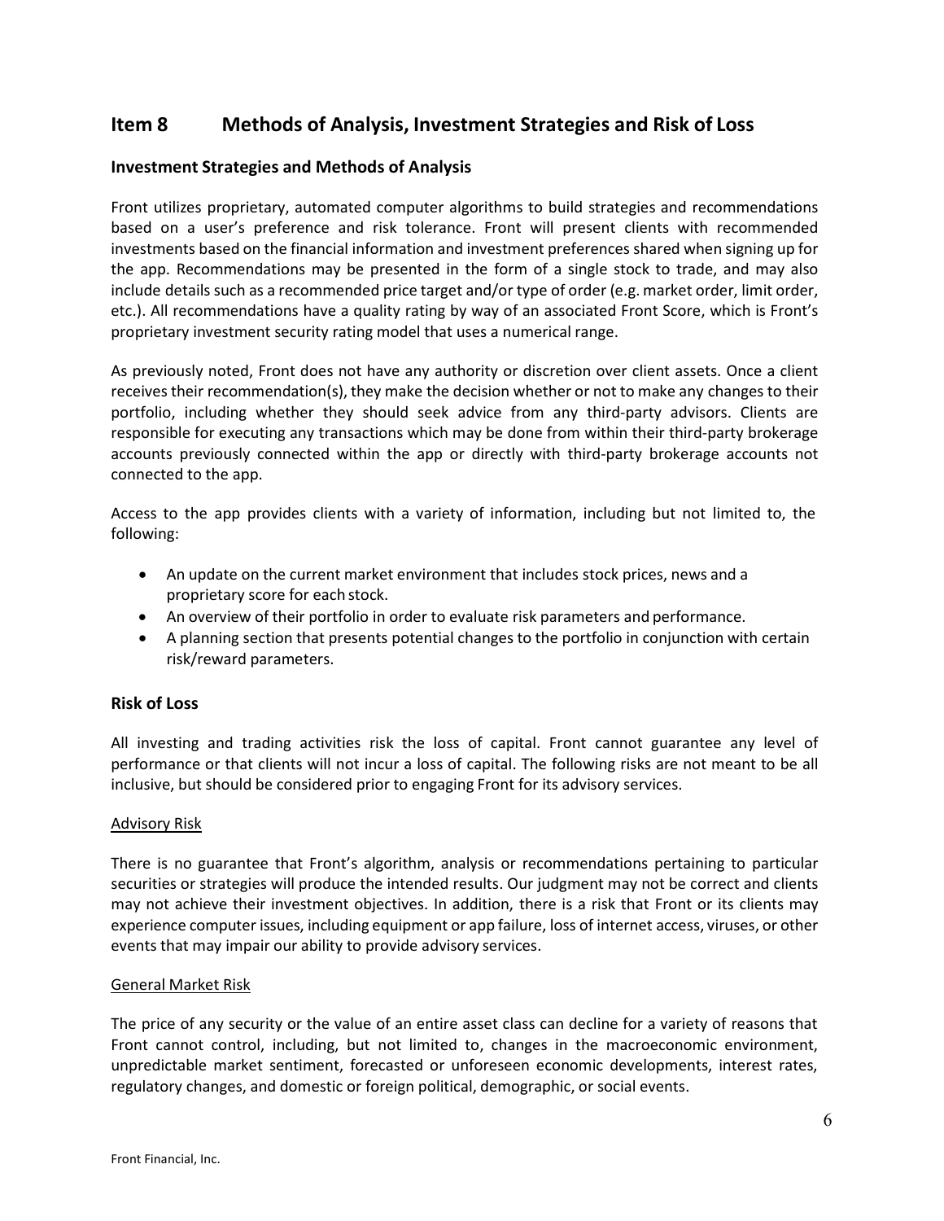## Item 8 Methods of Analysis, Investment Strategies and Risk of Loss

### Investment Strategies and Methods of Analysis

Front utilizes proprietary, automated computer algorithms to build strategies and recommendations based on a user's preference and risk tolerance. Front will present clients with recommended investments based on the financial information and investment preferences shared when signing up for the app. Recommendations may be presented in the form of a single stock to trade, and may also include details such as a recommended price target and/or type of order (e.g. market order, limit order, etc.). All recommendations have a quality rating by way of an associated Front Score, which is Front's proprietary investment security rating model that uses a numerical range.

As previously noted, Front does not have any authority or discretion over client assets. Once a client receives their recommendation(s), they make the decision whether or not to make any changes to their portfolio, including whether they should seek advice from any third-party advisors. Clients are responsible for executing any transactions which may be done from within their third-party brokerage accounts previously connected within the app or directly with third-party brokerage accounts not connected to the app.

Access to the app provides clients with a variety of information, including but not limited to, the following:

- An update on the current market environment that includes stock prices, news and a proprietary score for each stock.
- An overview of their portfolio in order to evaluate risk parameters and performance.
- A planning section that presents potential changes to the portfolio in conjunction with certain risk/reward parameters.

### Risk of Loss

All investing and trading activities risk the loss of capital. Front cannot guarantee any level of performance or that clients will not incur a loss of capital. The following risks are not meant to be all inclusive, but should be considered prior to engaging Front for its advisory services.

#### Advisory Risk

There is no guarantee that Front's algorithm, analysis or recommendations pertaining to particular securities or strategies will produce the intended results. Our judgment may not be correct and clients may not achieve their investment objectives. In addition, there is a risk that Front or its clients may experience computer issues, including equipment or app failure, loss of internet access, viruses, or other events that may impair our ability to provide advisory services.

#### General Market Risk

The price of any security or the value of an entire asset class can decline for a variety of reasons that Front cannot control, including, but not limited to, changes in the macroeconomic environment, unpredictable market sentiment, forecasted or unforeseen economic developments, interest rates, regulatory changes, and domestic or foreign political, demographic, or social events.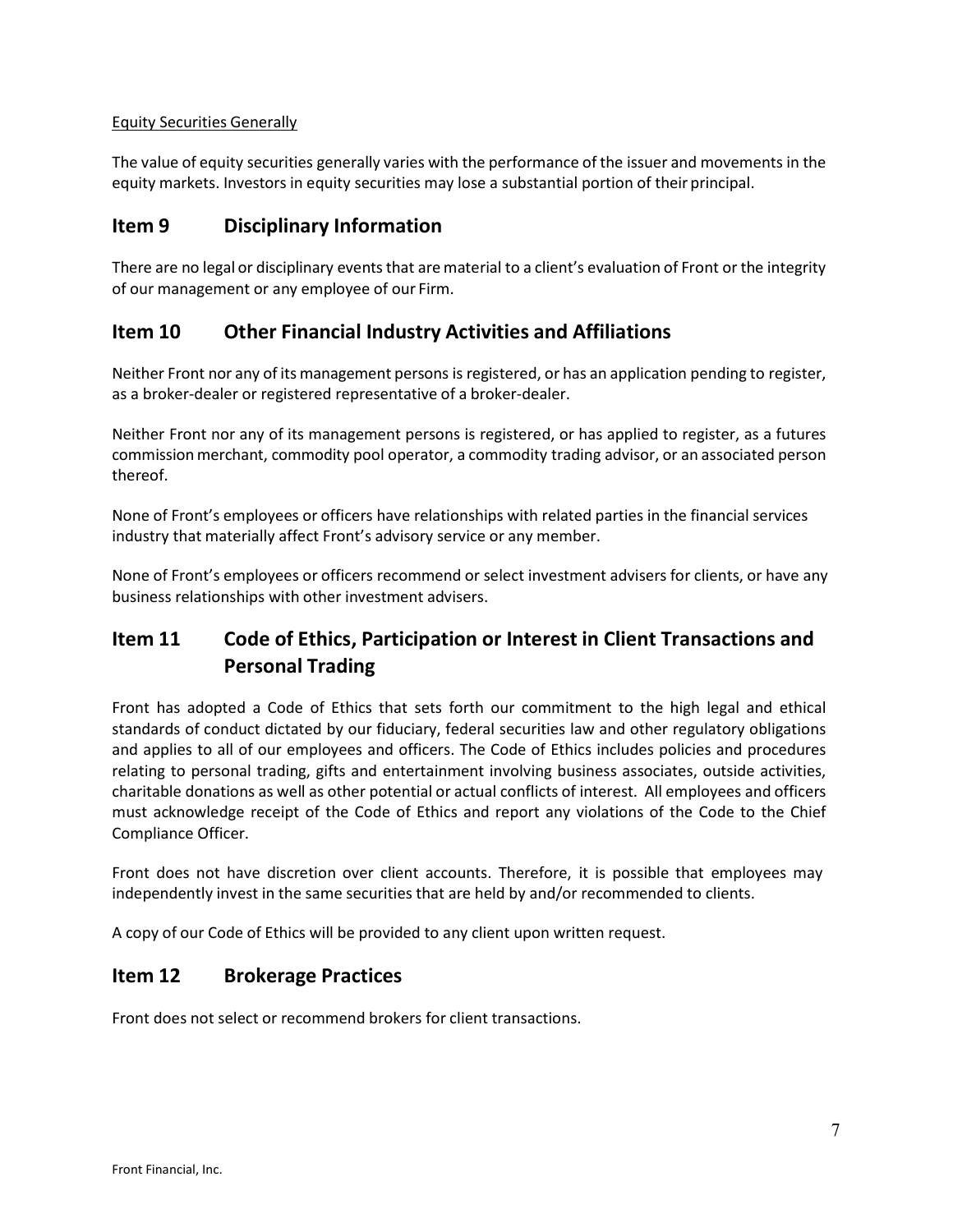Equity Securities Generally

The value of equity securities generally varies with the performance of the issuer and movements in the equity markets. Investors in equity securities may lose a substantial portion of their principal.

## Item 9 Disciplinary Information

There are no legal or disciplinary events that are material to a client's evaluation of Front or the integrity of our management or any employee of our Firm.

## Item 10 Other Financial Industry Activities and Affiliations

Neither Front nor any of its management persons is registered, or has an application pending to register, as a broker-dealer or registered representative of a broker-dealer.

Neither Front nor any of its management persons is registered, or has applied to register, as a futures commission merchant, commodity pool operator, a commodity trading advisor, or an associated person thereof.

None of Front's employees or officers have relationships with related parties in the financial services industry that materially affect Front's advisory service or any member.

None of Front's employees or officers recommend or select investment advisers for clients, or have any business relationships with other investment advisers.

## Item 11 Code of Ethics, Participation or Interest in Client Transactions and Personal Trading

Front has adopted a Code of Ethics that sets forth our commitment to the high legal and ethical standards of conduct dictated by our fiduciary, federal securities law and other regulatory obligations and applies to all of our employees and officers. The Code of Ethics includes policies and procedures relating to personal trading, gifts and entertainment involving business associates, outside activities, charitable donations as well as other potential or actual conflicts of interest. All employees and officers must acknowledge receipt of the Code of Ethics and report any violations of the Code to the Chief Compliance Officer.

Front does not have discretion over client accounts. Therefore, it is possible that employees may independently invest in the same securities that are held by and/or recommended to clients.

A copy of our Code of Ethics will be provided to any client upon written request.

## Item 12 Brokerage Practices

Front does not select or recommend brokers for client transactions.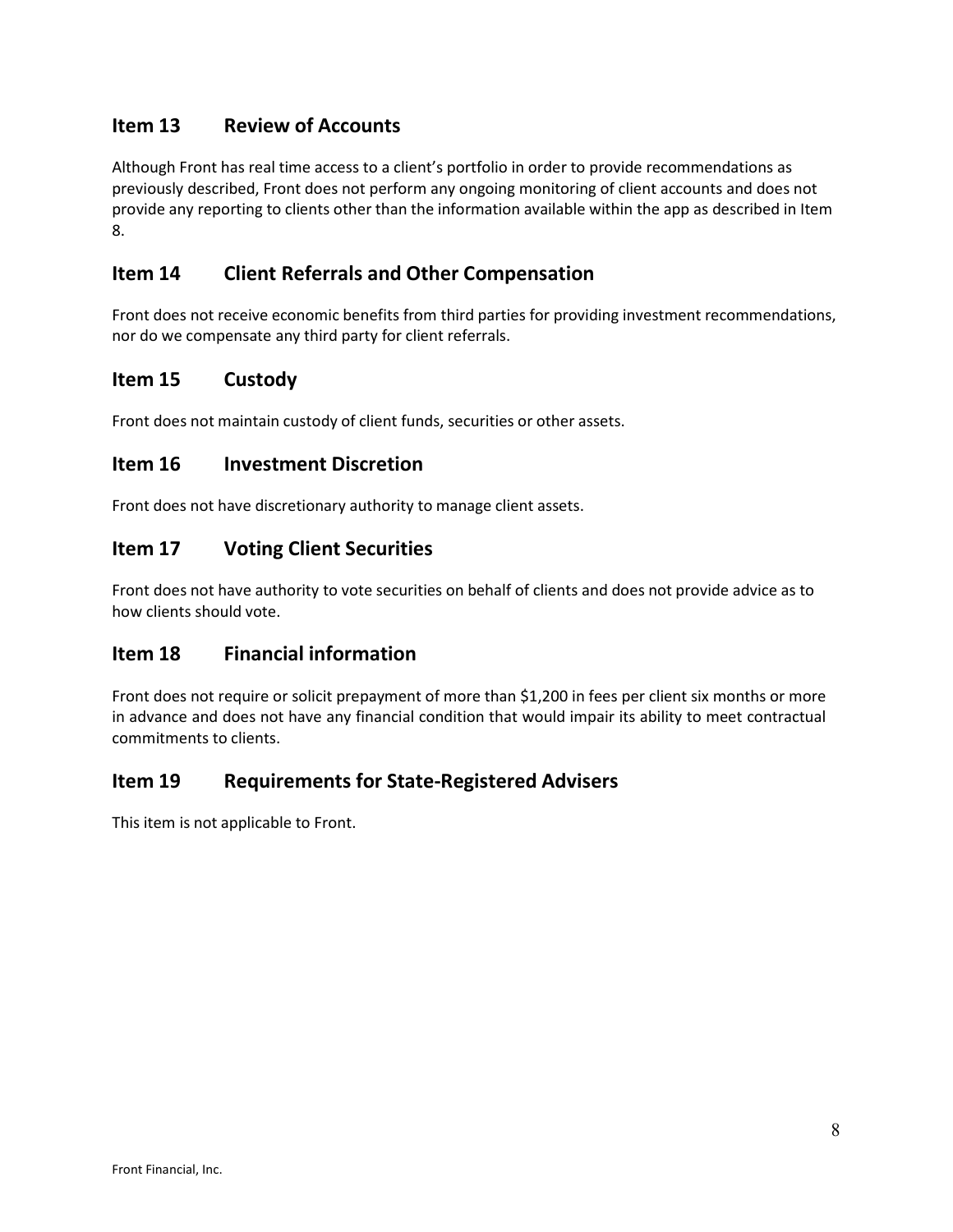## Item 13 Review of Accounts

Although Front has real time access to a client's portfolio in order to provide recommendations as previously described, Front does not perform any ongoing monitoring of client accounts and does not provide any reporting to clients other than the information available within the app as described in Item 8.

## Item 14 Client Referrals and Other Compensation

Front does not receive economic benefits from third parties for providing investment recommendations, nor do we compensate any third party for client referrals.

## Item 15 Custody

Front does not maintain custody of client funds, securities or other assets.

## Item 16 Investment Discretion

Front does not have discretionary authority to manage client assets.

## Item 17 Voting Client Securities

Front does not have authority to vote securities on behalf of clients and does not provide advice as to how clients should vote.

## Item 18 Financial information

Front does not require or solicit prepayment of more than $1,200 in fees per client six months or more in advance and does not have any financial condition that would impair its ability to meet contractual commitments to clients.

## Item 19 Requirements for State-Registered Advisers

This item is not applicable to Front.